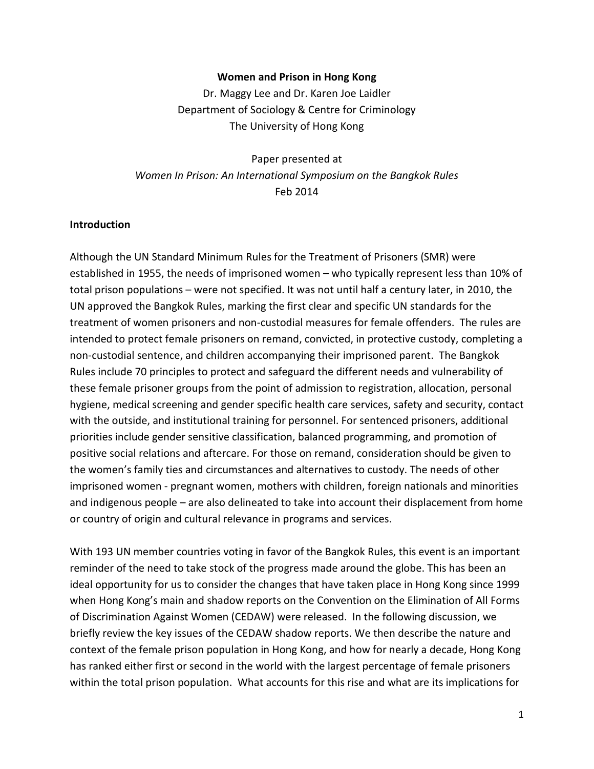**Women and Prison in Hong Kong**

Dr. Maggy Lee and Dr. Karen Joe Laidler
Department of Sociology & Centre for Criminology
The University of Hong Kong

Paper presented at
*Women In Prison: An International Symposium on the Bangkok Rules*
Feb 2014

## Introduction

Although the UN Standard Minimum Rules for the Treatment of Prisoners (SMR) were established in 1955, the needs of imprisoned women – who typically represent less than 10% of total prison populations – were not specified. It was not until half a century later, in 2010, the UN approved the Bangkok Rules, marking the first clear and specific UN standards for the treatment of women prisoners and non-custodial measures for female offenders. The rules are intended to protect female prisoners on remand, convicted, in protective custody, completing a non-custodial sentence, and children accompanying their imprisoned parent. The Bangkok Rules include 70 principles to protect and safeguard the different needs and vulnerability of these female prisoner groups from the point of admission to registration, allocation, personal hygiene, medical screening and gender specific health care services, safety and security, contact with the outside, and institutional training for personnel. For sentenced prisoners, additional priorities include gender sensitive classification, balanced programming, and promotion of positive social relations and aftercare. For those on remand, consideration should be given to the women's family ties and circumstances and alternatives to custody. The needs of other imprisoned women - pregnant women, mothers with children, foreign nationals and minorities and indigenous people – are also delineated to take into account their displacement from home or country of origin and cultural relevance in programs and services.

With 193 UN member countries voting in favor of the Bangkok Rules, this event is an important reminder of the need to take stock of the progress made around the globe. This has been an ideal opportunity for us to consider the changes that have taken place in Hong Kong since 1999 when Hong Kong's main and shadow reports on the Convention on the Elimination of All Forms of Discrimination Against Women (CEDAW) were released. In the following discussion, we briefly review the key issues of the CEDAW shadow reports. We then describe the nature and context of the female prison population in Hong Kong, and how for nearly a decade, Hong Kong has ranked either first or second in the world with the largest percentage of female prisoners within the total prison population. What accounts for this rise and what are its implications for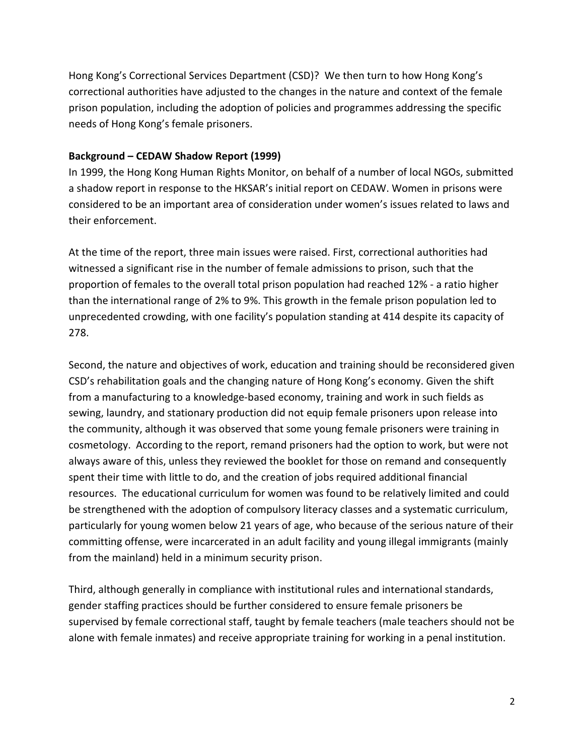Hong Kong's Correctional Services Department (CSD)? We then turn to how Hong Kong's correctional authorities have adjusted to the changes in the nature and context of the female prison population, including the adoption of policies and programmes addressing the specific needs of Hong Kong's female prisoners.

**Background – CEDAW Shadow Report (1999)**

In 1999, the Hong Kong Human Rights Monitor, on behalf of a number of local NGOs, submitted a shadow report in response to the HKSAR's initial report on CEDAW. Women in prisons were considered to be an important area of consideration under women's issues related to laws and their enforcement.

At the time of the report, three main issues were raised. First, correctional authorities had witnessed a significant rise in the number of female admissions to prison, such that the proportion of females to the overall total prison population had reached 12% - a ratio higher than the international range of 2% to 9%. This growth in the female prison population led to unprecedented crowding, with one facility's population standing at 414 despite its capacity of 278.

Second, the nature and objectives of work, education and training should be reconsidered given CSD's rehabilitation goals and the changing nature of Hong Kong's economy. Given the shift from a manufacturing to a knowledge-based economy, training and work in such fields as sewing, laundry, and stationary production did not equip female prisoners upon release into the community, although it was observed that some young female prisoners were training in cosmetology. According to the report, remand prisoners had the option to work, but were not always aware of this, unless they reviewed the booklet for those on remand and consequently spent their time with little to do, and the creation of jobs required additional financial resources. The educational curriculum for women was found to be relatively limited and could be strengthened with the adoption of compulsory literacy classes and a systematic curriculum, particularly for young women below 21 years of age, who because of the serious nature of their committing offense, were incarcerated in an adult facility and young illegal immigrants (mainly from the mainland) held in a minimum security prison.

Third, although generally in compliance with institutional rules and international standards, gender staffing practices should be further considered to ensure female prisoners be supervised by female correctional staff, taught by female teachers (male teachers should not be alone with female inmates) and receive appropriate training for working in a penal institution.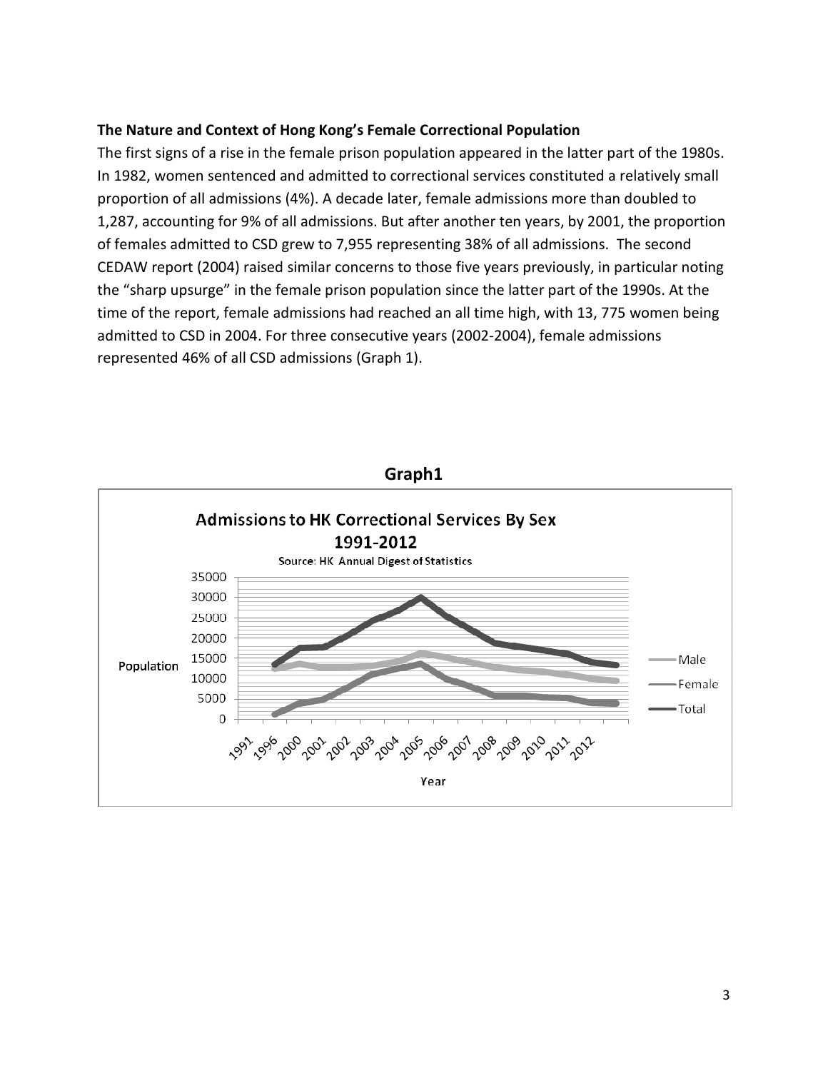**The Nature and Context of Hong Kong's Female Correctional Population**

The first signs of a rise in the female prison population appeared in the latter part of the 1980s. In 1982, women sentenced and admitted to correctional services constituted a relatively small proportion of all admissions (4%). A decade later, female admissions more than doubled to 1,287, accounting for 9% of all admissions. But after another ten years, by 2001, the proportion of females admitted to CSD grew to 7,955 representing 38% of all admissions. The second CEDAW report (2004) raised similar concerns to those five years previously, in particular noting the "sharp upsurge" in the female prison population since the latter part of the 1990s. At the time of the report, female admissions had reached an all time high, with 13, 775 women being admitted to CSD in 2004. For three consecutive years (2002-2004), female admissions represented 46% of all CSD admissions (Graph 1).

**Graph1**

Admissions to HK Correctional Services By Sex 1991-2012

Source: HK Annual Digest of Statistics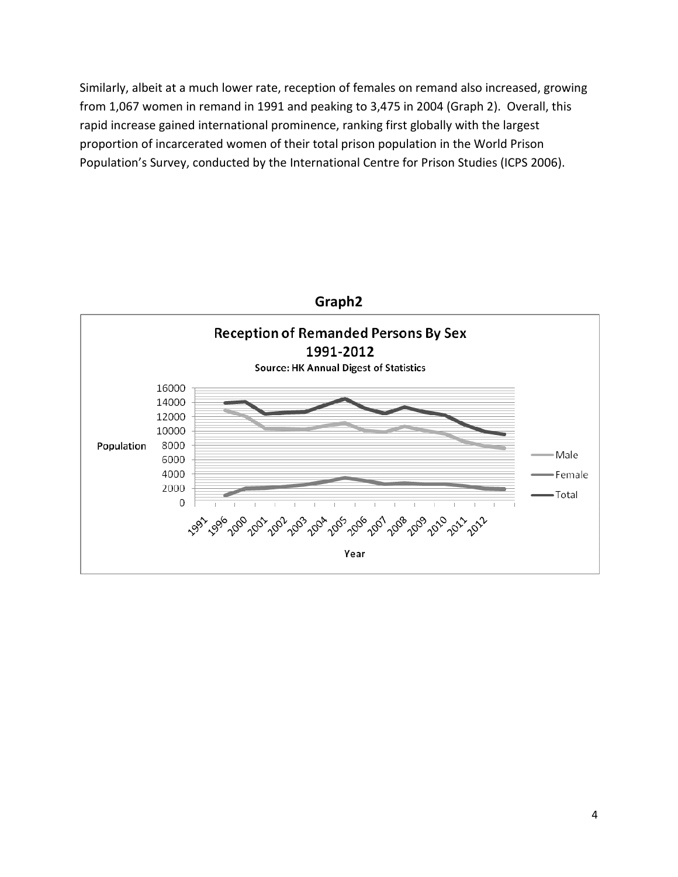Similarly, albeit at a much lower rate, reception of females on remand also increased, growing from 1,067 women in remand in 1991 and peaking to 3,475 in 2004 (Graph 2). Overall, this rapid increase gained international prominence, ranking first globally with the largest proportion of incarcerated women of their total prison population in the World Prison Population's Survey, conducted by the International Centre for Prison Studies (ICPS 2006).

**Graph2**

Reception of Remanded Persons By Sex
1991-2012
Source: HK Annual Digest of Statistics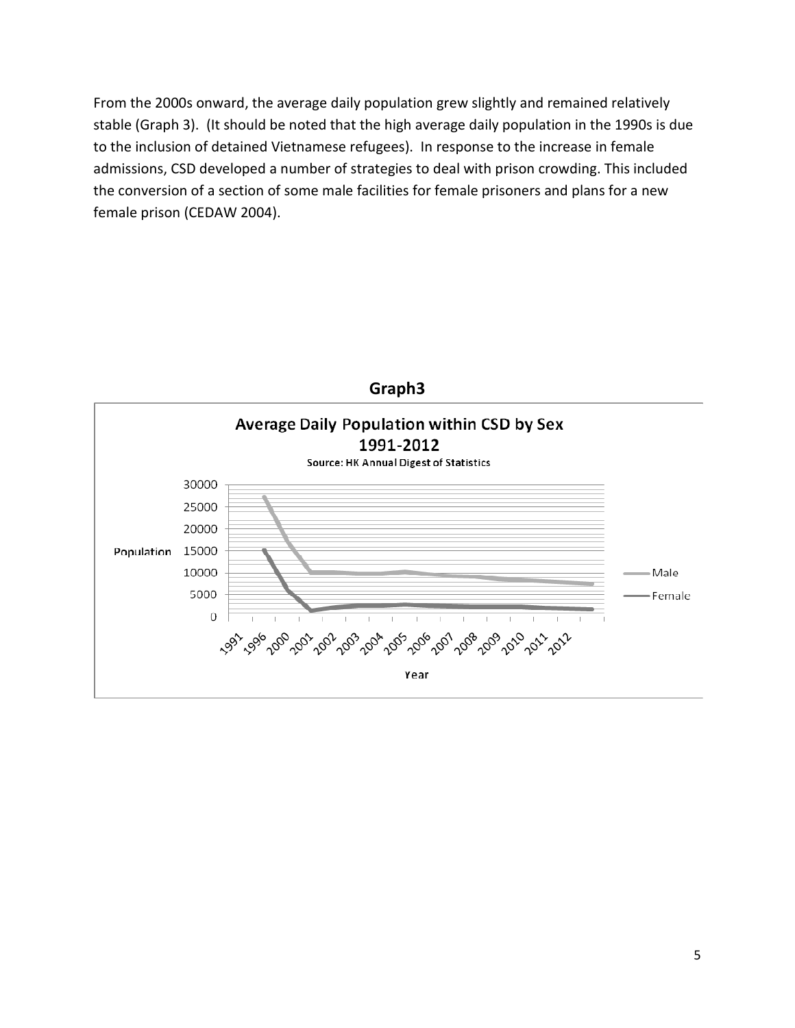From the 2000s onward, the average daily population grew slightly and remained relatively stable (Graph 3). (It should be noted that the high average daily population in the 1990s is due to the inclusion of detained Vietnamese refugees). In response to the increase in female admissions, CSD developed a number of strategies to deal with prison crowding. This included the conversion of a section of some male facilities for female prisoners and plans for a new female prison (CEDAW 2004).

**Graph3**

Average Daily Population within CSD by Sex 1991-2012

Source: HK Annual Digest of Statistics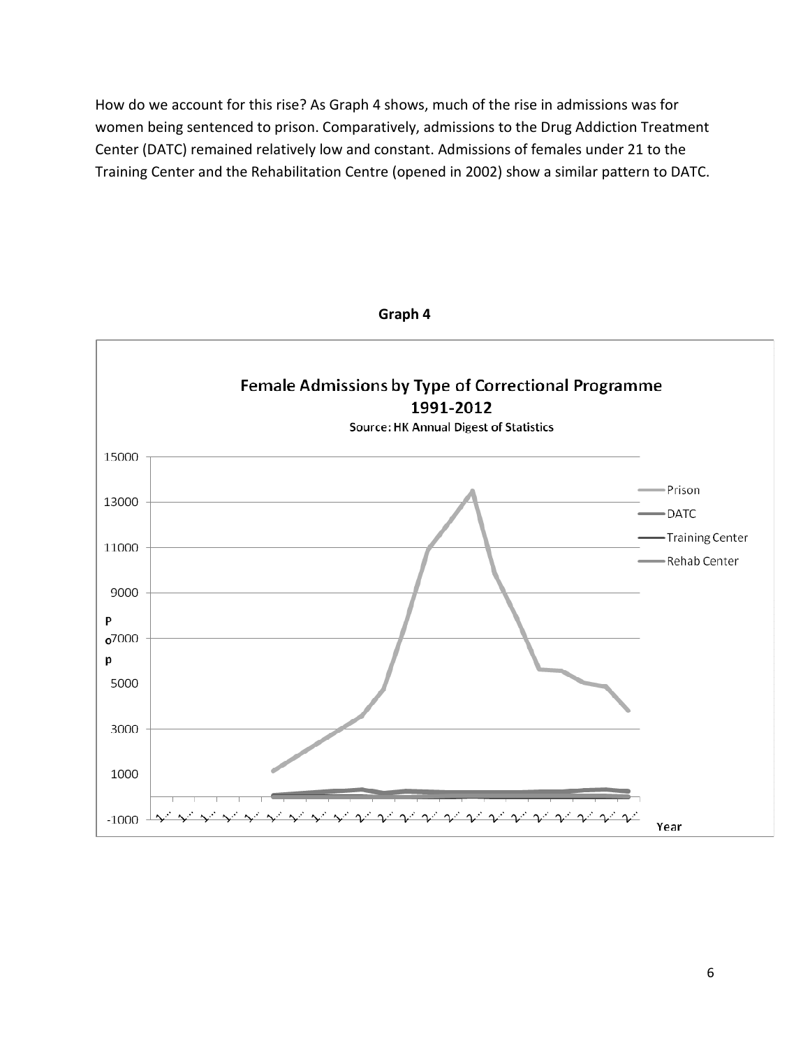How do we account for this rise? As Graph 4 shows, much of the rise in admissions was for women being sentenced to prison. Comparatively, admissions to the Drug Addiction Treatment Center (DATC) remained relatively low and constant. Admissions of females under 21 to the Training Center and the Rehabilitation Centre (opened in 2002) show a similar pattern to DATC.

**Graph 4**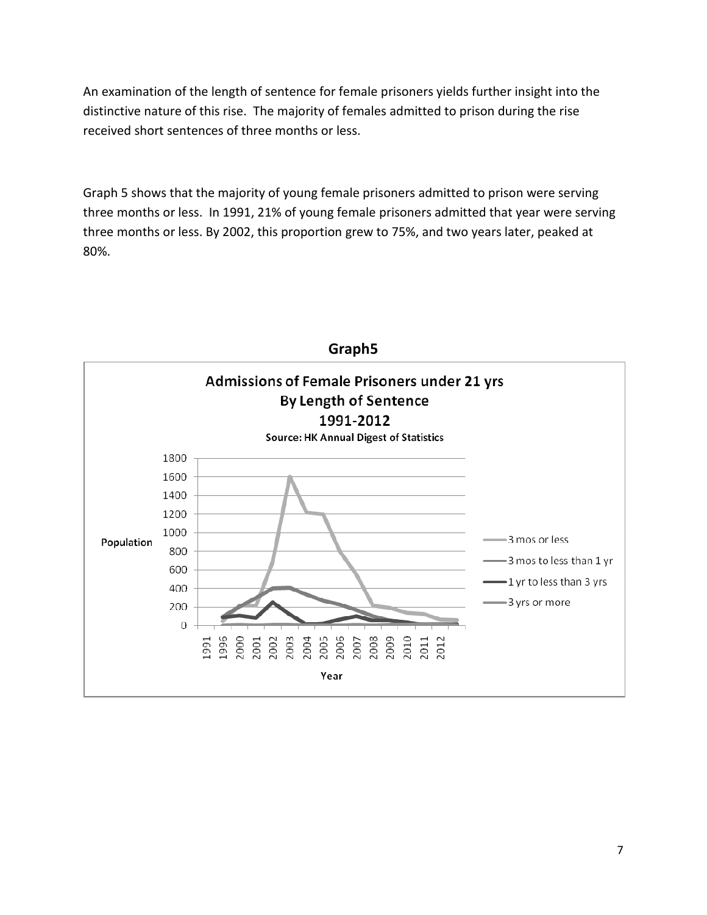An examination of the length of sentence for female prisoners yields further insight into the distinctive nature of this rise. The majority of females admitted to prison during the rise received short sentences of three months or less.

Graph 5 shows that the majority of young female prisoners admitted to prison were serving three months or less. In 1991, 21% of young female prisoners admitted that year were serving three months or less. By 2002, this proportion grew to 75%, and two years later, peaked at 80%.

**Graph5**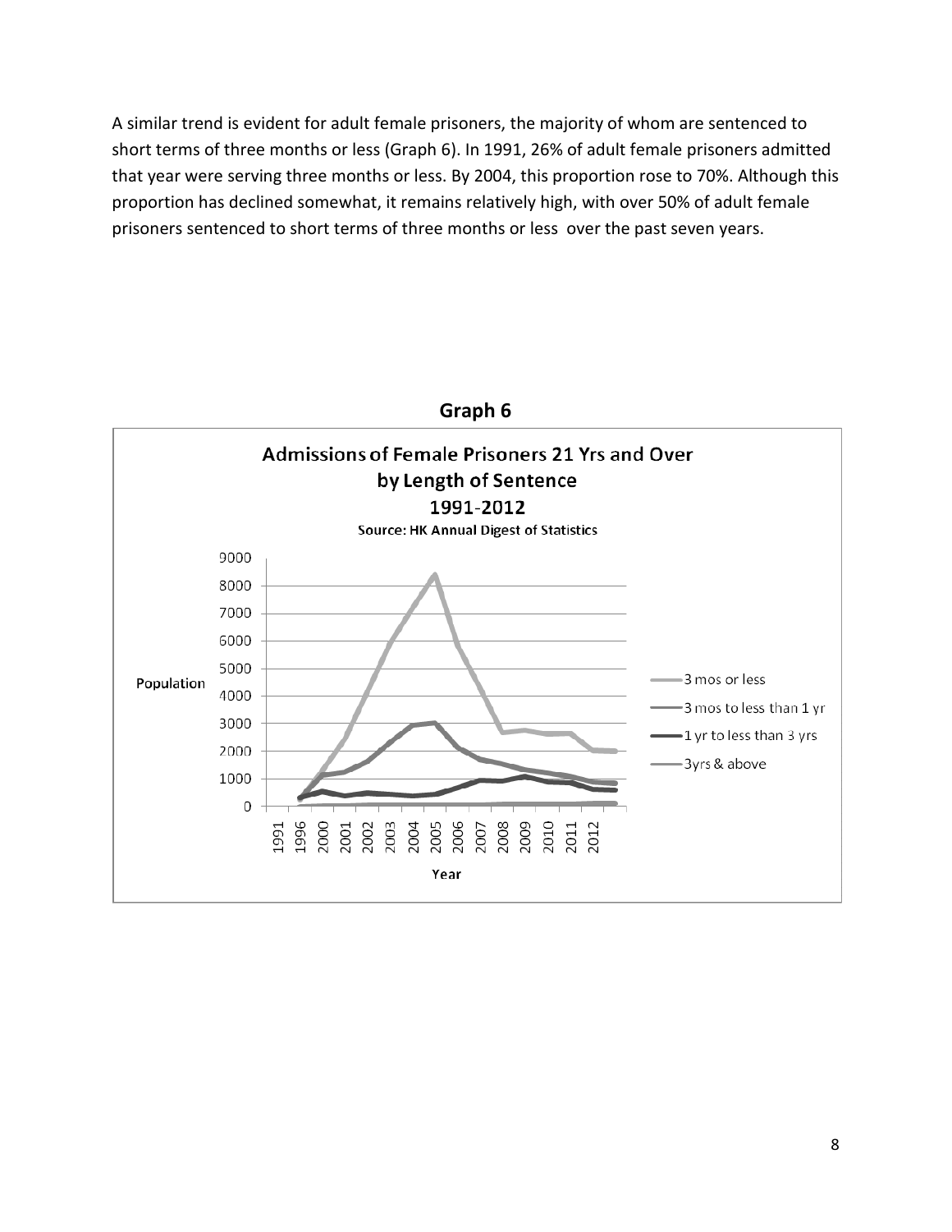A similar trend is evident for adult female prisoners, the majority of whom are sentenced to short terms of three months or less (Graph 6). In 1991, 26% of adult female prisoners admitted that year were serving three months or less. By 2004, this proportion rose to 70%. Although this proportion has declined somewhat, it remains relatively high, with over 50% of adult female prisoners sentenced to short terms of three months or less over the past seven years.

**Graph 6**

Admissions of Female Prisoners 21 Yrs and Over by Length of Sentence 1991-2012

Source: HK Annual Digest of Statistics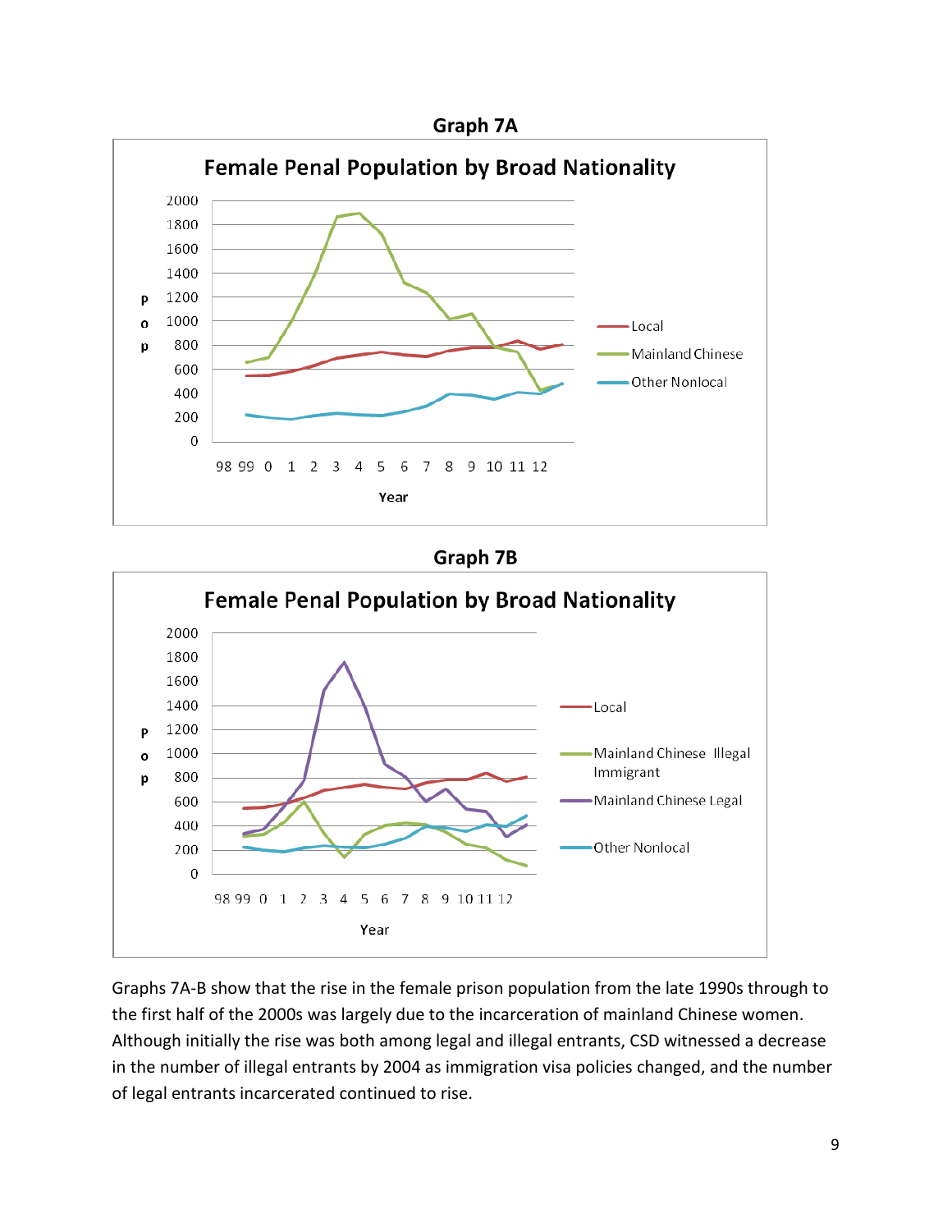**Graph 7A**

**Graph 7B**

Graphs 7A-B show that the rise in the female prison population from the late 1990s through to the first half of the 2000s was largely due to the incarceration of mainland Chinese women. Although initially the rise was both among legal and illegal entrants, CSD witnessed a decrease in the number of illegal entrants by 2004 as immigration visa policies changed, and the number of legal entrants incarcerated continued to rise.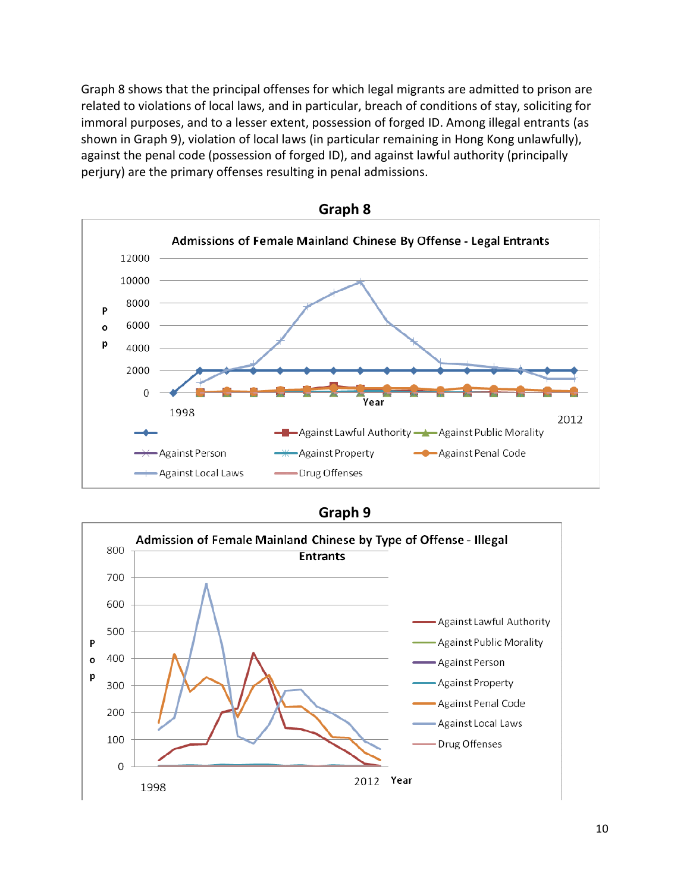Graph 8 shows that the principal offenses for which legal migrants are admitted to prison are related to violations of local laws, and in particular, breach of conditions of stay, soliciting for immoral purposes, and to a lesser extent, possession of forged ID. Among illegal entrants (as shown in Graph 9), violation of local laws (in particular remaining in Hong Kong unlawfully), against the penal code (possession of forged ID), and against lawful authority (principally perjury) are the primary offenses resulting in penal admissions.

## Graph 8

**Admissions of Female Mainland Chinese By Offense - Legal Entrants**

## Graph 9

**Admission of Female Mainland Chinese by Type of Offense - Illegal Entrants**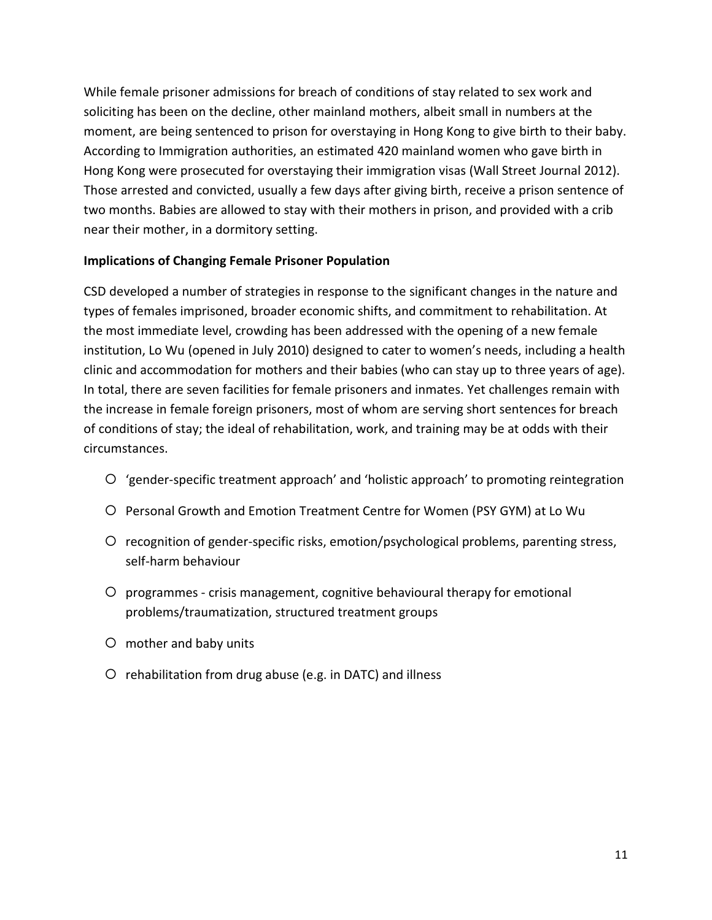While female prisoner admissions for breach of conditions of stay related to sex work and soliciting has been on the decline, other mainland mothers, albeit small in numbers at the moment, are being sentenced to prison for overstaying in Hong Kong to give birth to their baby. According to Immigration authorities, an estimated 420 mainland women who gave birth in Hong Kong were prosecuted for overstaying their immigration visas (Wall Street Journal 2012). Those arrested and convicted, usually a few days after giving birth, receive a prison sentence of two months. Babies are allowed to stay with their mothers in prison, and provided with a crib near their mother, in a dormitory setting.

**Implications of Changing Female Prisoner Population**

CSD developed a number of strategies in response to the significant changes in the nature and types of females imprisoned, broader economic shifts, and commitment to rehabilitation. At the most immediate level, crowding has been addressed with the opening of a new female institution, Lo Wu (opened in July 2010) designed to cater to women's needs, including a health clinic and accommodation for mothers and their babies (who can stay up to three years of age). In total, there are seven facilities for female prisoners and inmates. Yet challenges remain with the increase in female foreign prisoners, most of whom are serving short sentences for breach of conditions of stay; the ideal of rehabilitation, work, and training may be at odds with their circumstances.

- 'gender-specific treatment approach' and 'holistic approach' to promoting reintegration
- Personal Growth and Emotion Treatment Centre for Women (PSY GYM) at Lo Wu
- recognition of gender-specific risks, emotion/psychological problems, parenting stress, self-harm behaviour
- programmes - crisis management, cognitive behavioural therapy for emotional problems/traumatization, structured treatment groups
- mother and baby units
- rehabilitation from drug abuse (e.g. in DATC) and illness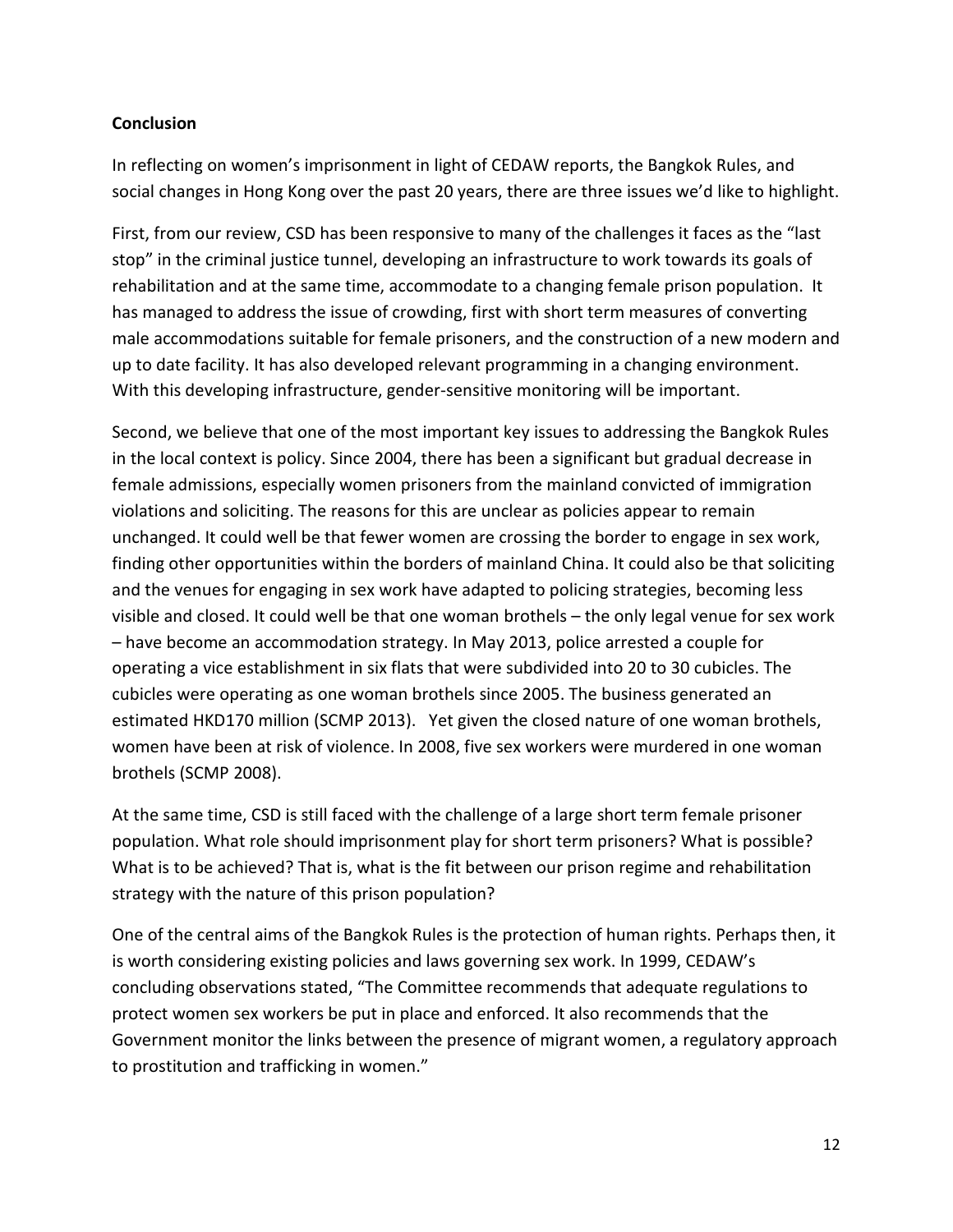**Conclusion**

In reflecting on women's imprisonment in light of CEDAW reports, the Bangkok Rules, and social changes in Hong Kong over the past 20 years, there are three issues we'd like to highlight.

First, from our review, CSD has been responsive to many of the challenges it faces as the "last stop" in the criminal justice tunnel, developing an infrastructure to work towards its goals of rehabilitation and at the same time, accommodate to a changing female prison population. It has managed to address the issue of crowding, first with short term measures of converting male accommodations suitable for female prisoners, and the construction of a new modern and up to date facility. It has also developed relevant programming in a changing environment. With this developing infrastructure, gender-sensitive monitoring will be important.

Second, we believe that one of the most important key issues to addressing the Bangkok Rules in the local context is policy. Since 2004, there has been a significant but gradual decrease in female admissions, especially women prisoners from the mainland convicted of immigration violations and soliciting. The reasons for this are unclear as policies appear to remain unchanged. It could well be that fewer women are crossing the border to engage in sex work, finding other opportunities within the borders of mainland China. It could also be that soliciting and the venues for engaging in sex work have adapted to policing strategies, becoming less visible and closed. It could well be that one woman brothels – the only legal venue for sex work – have become an accommodation strategy. In May 2013, police arrested a couple for operating a vice establishment in six flats that were subdivided into 20 to 30 cubicles. The cubicles were operating as one woman brothels since 2005. The business generated an estimated HKD170 million (SCMP 2013). Yet given the closed nature of one woman brothels, women have been at risk of violence. In 2008, five sex workers were murdered in one woman brothels (SCMP 2008).

At the same time, CSD is still faced with the challenge of a large short term female prisoner population. What role should imprisonment play for short term prisoners? What is possible? What is to be achieved? That is, what is the fit between our prison regime and rehabilitation strategy with the nature of this prison population?

One of the central aims of the Bangkok Rules is the protection of human rights. Perhaps then, it is worth considering existing policies and laws governing sex work. In 1999, CEDAW's concluding observations stated, "The Committee recommends that adequate regulations to protect women sex workers be put in place and enforced. It also recommends that the Government monitor the links between the presence of migrant women, a regulatory approach to prostitution and trafficking in women."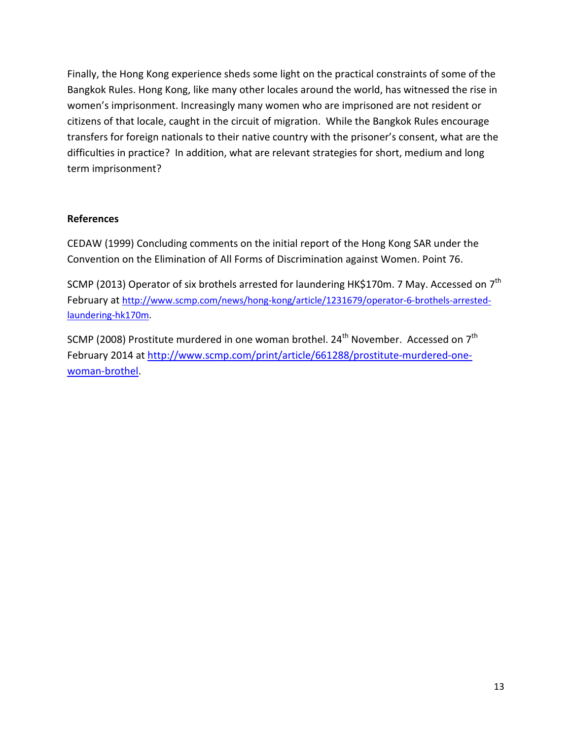Finally, the Hong Kong experience sheds some light on the practical constraints of some of the Bangkok Rules. Hong Kong, like many other locales around the world, has witnessed the rise in women's imprisonment. Increasingly many women who are imprisoned are not resident or citizens of that locale, caught in the circuit of migration. While the Bangkok Rules encourage transfers for foreign nationals to their native country with the prisoner's consent, what are the difficulties in practice? In addition, what are relevant strategies for short, medium and long term imprisonment?

**References**

CEDAW (1999) Concluding comments on the initial report of the Hong Kong SAR under the Convention on the Elimination of All Forms of Discrimination against Women. Point 76.

SCMP (2013) Operator of six brothels arrested for laundering HK$170m. 7 May. Accessed on 7th February at http://www.scmp.com/news/hong-kong/article/1231679/operator-6-brothels-arrested-laundering-hk170m.

SCMP (2008) Prostitute murdered in one woman brothel. 24th November. Accessed on 7th February 2014 at http://www.scmp.com/print/article/661288/prostitute-murdered-one-woman-brothel.